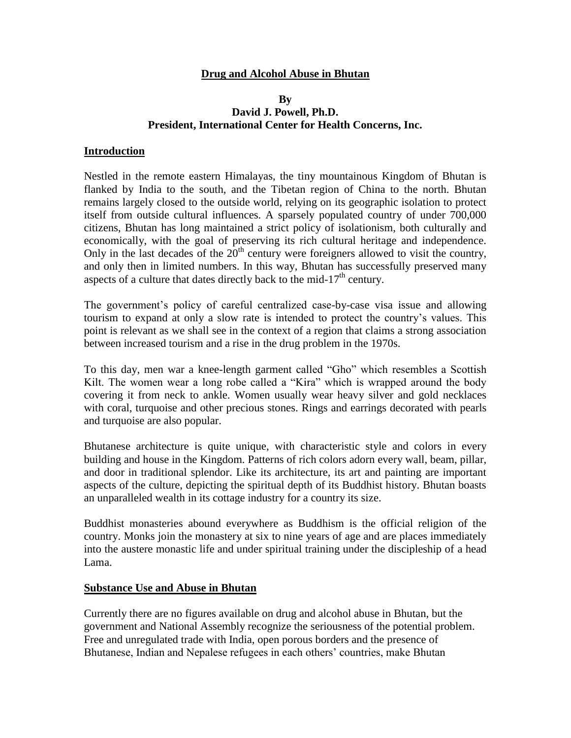# Drug and Alcohol Abuse in Bhutan

**By**
**David J. Powell, Ph.D.**
**President, International Center for Health Concerns, Inc.**

## Introduction

Nestled in the remote eastern Himalayas, the tiny mountainous Kingdom of Bhutan is flanked by India to the south, and the Tibetan region of China to the north. Bhutan remains largely closed to the outside world, relying on its geographic isolation to protect itself from outside cultural influences. A sparsely populated country of under 700,000 citizens, Bhutan has long maintained a strict policy of isolationism, both culturally and economically, with the goal of preserving its rich cultural heritage and independence. Only in the last decades of the 20th century were foreigners allowed to visit the country, and only then in limited numbers. In this way, Bhutan has successfully preserved many aspects of a culture that dates directly back to the mid-17th century.

The government's policy of careful centralized case-by-case visa issue and allowing tourism to expand at only a slow rate is intended to protect the country's values. This point is relevant as we shall see in the context of a region that claims a strong association between increased tourism and a rise in the drug problem in the 1970s.

To this day, men war a knee-length garment called "Gho" which resembles a Scottish Kilt. The women wear a long robe called a "Kira" which is wrapped around the body covering it from neck to ankle. Women usually wear heavy silver and gold necklaces with coral, turquoise and other precious stones. Rings and earrings decorated with pearls and turquoise are also popular.

Bhutanese architecture is quite unique, with characteristic style and colors in every building and house in the Kingdom. Patterns of rich colors adorn every wall, beam, pillar, and door in traditional splendor. Like its architecture, its art and painting are important aspects of the culture, depicting the spiritual depth of its Buddhist history. Bhutan boasts an unparalleled wealth in its cottage industry for a country its size.

Buddhist monasteries abound everywhere as Buddhism is the official religion of the country. Monks join the monastery at six to nine years of age and are places immediately into the austere monastic life and under spiritual training under the discipleship of a head Lama.

## Substance Use and Abuse in Bhutan

Currently there are no figures available on drug and alcohol abuse in Bhutan, but the government and National Assembly recognize the seriousness of the potential problem. Free and unregulated trade with India, open porous borders and the presence of Bhutanese, Indian and Nepalese refugees in each others' countries, make Bhutan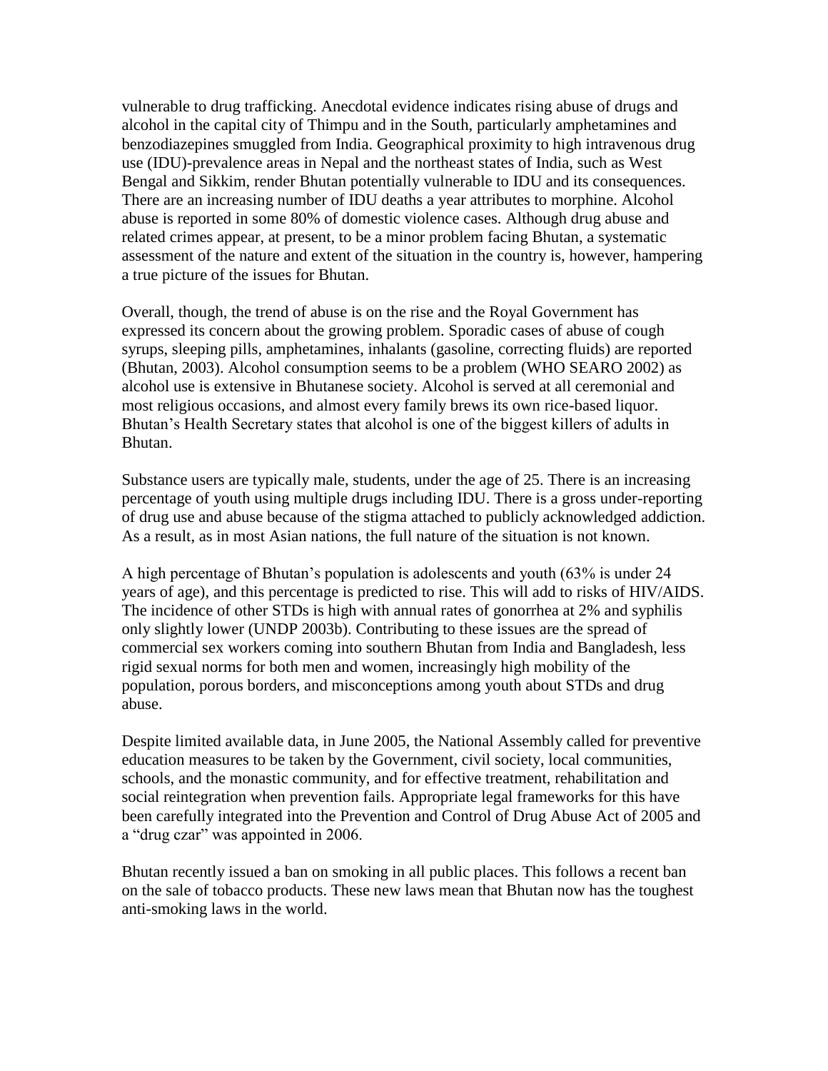vulnerable to drug trafficking. Anecdotal evidence indicates rising abuse of drugs and alcohol in the capital city of Thimpu and in the South, particularly amphetamines and benzodiazepines smuggled from India. Geographical proximity to high intravenous drug use (IDU)-prevalence areas in Nepal and the northeast states of India, such as West Bengal and Sikkim, render Bhutan potentially vulnerable to IDU and its consequences. There are an increasing number of IDU deaths a year attributes to morphine. Alcohol abuse is reported in some 80% of domestic violence cases. Although drug abuse and related crimes appear, at present, to be a minor problem facing Bhutan, a systematic assessment of the nature and extent of the situation in the country is, however, hampering a true picture of the issues for Bhutan.

Overall, though, the trend of abuse is on the rise and the Royal Government has expressed its concern about the growing problem. Sporadic cases of abuse of cough syrups, sleeping pills, amphetamines, inhalants (gasoline, correcting fluids) are reported (Bhutan, 2003). Alcohol consumption seems to be a problem (WHO SEARO 2002) as alcohol use is extensive in Bhutanese society. Alcohol is served at all ceremonial and most religious occasions, and almost every family brews its own rice-based liquor. Bhutan's Health Secretary states that alcohol is one of the biggest killers of adults in Bhutan.

Substance users are typically male, students, under the age of 25. There is an increasing percentage of youth using multiple drugs including IDU. There is a gross under-reporting of drug use and abuse because of the stigma attached to publicly acknowledged addiction. As a result, as in most Asian nations, the full nature of the situation is not known.

A high percentage of Bhutan's population is adolescents and youth (63% is under 24 years of age), and this percentage is predicted to rise. This will add to risks of HIV/AIDS. The incidence of other STDs is high with annual rates of gonorrhea at 2% and syphilis only slightly lower (UNDP 2003b). Contributing to these issues are the spread of commercial sex workers coming into southern Bhutan from India and Bangladesh, less rigid sexual norms for both men and women, increasingly high mobility of the population, porous borders, and misconceptions among youth about STDs and drug abuse.

Despite limited available data, in June 2005, the National Assembly called for preventive education measures to be taken by the Government, civil society, local communities, schools, and the monastic community, and for effective treatment, rehabilitation and social reintegration when prevention fails. Appropriate legal frameworks for this have been carefully integrated into the Prevention and Control of Drug Abuse Act of 2005 and a "drug czar" was appointed in 2006.

Bhutan recently issued a ban on smoking in all public places. This follows a recent ban on the sale of tobacco products. These new laws mean that Bhutan now has the toughest anti-smoking laws in the world.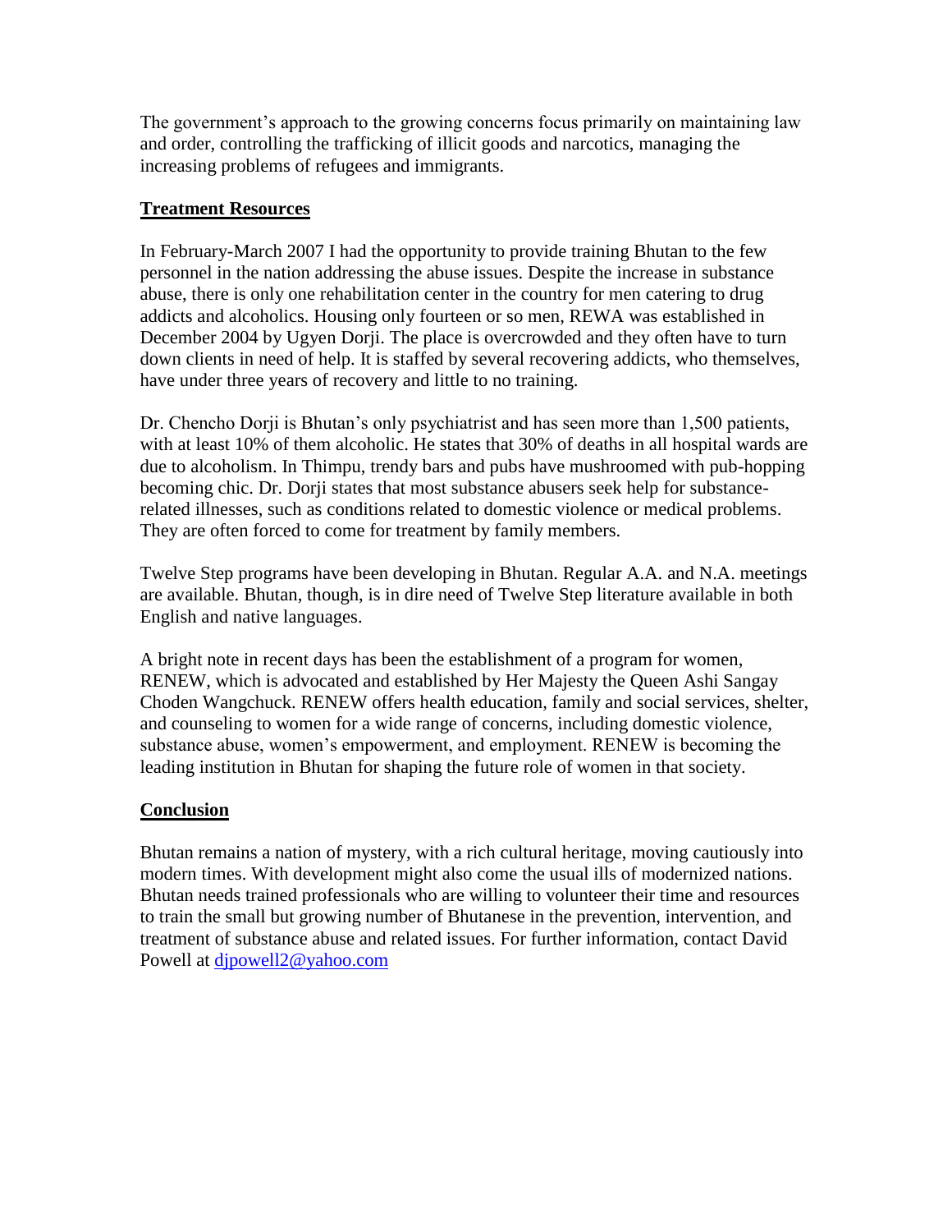The government's approach to the growing concerns focus primarily on maintaining law and order, controlling the trafficking of illicit goods and narcotics, managing the increasing problems of refugees and immigrants.

## Treatment Resources

In February-March 2007 I had the opportunity to provide training Bhutan to the few personnel in the nation addressing the abuse issues. Despite the increase in substance abuse, there is only one rehabilitation center in the country for men catering to drug addicts and alcoholics. Housing only fourteen or so men, REWA was established in December 2004 by Ugyen Dorji. The place is overcrowded and they often have to turn down clients in need of help. It is staffed by several recovering addicts, who themselves, have under three years of recovery and little to no training.

Dr. Chencho Dorji is Bhutan's only psychiatrist and has seen more than 1,500 patients, with at least 10% of them alcoholic. He states that 30% of deaths in all hospital wards are due to alcoholism. In Thimpu, trendy bars and pubs have mushroomed with pub-hopping becoming chic. Dr. Dorji states that most substance abusers seek help for substance-related illnesses, such as conditions related to domestic violence or medical problems. They are often forced to come for treatment by family members.

Twelve Step programs have been developing in Bhutan. Regular A.A. and N.A. meetings are available. Bhutan, though, is in dire need of Twelve Step literature available in both English and native languages.

A bright note in recent days has been the establishment of a program for women, RENEW, which is advocated and established by Her Majesty the Queen Ashi Sangay Choden Wangchuck. RENEW offers health education, family and social services, shelter, and counseling to women for a wide range of concerns, including domestic violence, substance abuse, women's empowerment, and employment. RENEW is becoming the leading institution in Bhutan for shaping the future role of women in that society.

## Conclusion

Bhutan remains a nation of mystery, with a rich cultural heritage, moving cautiously into modern times. With development might also come the usual ills of modernized nations. Bhutan needs trained professionals who are willing to volunteer their time and resources to train the small but growing number of Bhutanese in the prevention, intervention, and treatment of substance abuse and related issues. For further information, contact David Powell at [djpowell2@yahoo.com](mailto:djpowell2@yahoo.com)